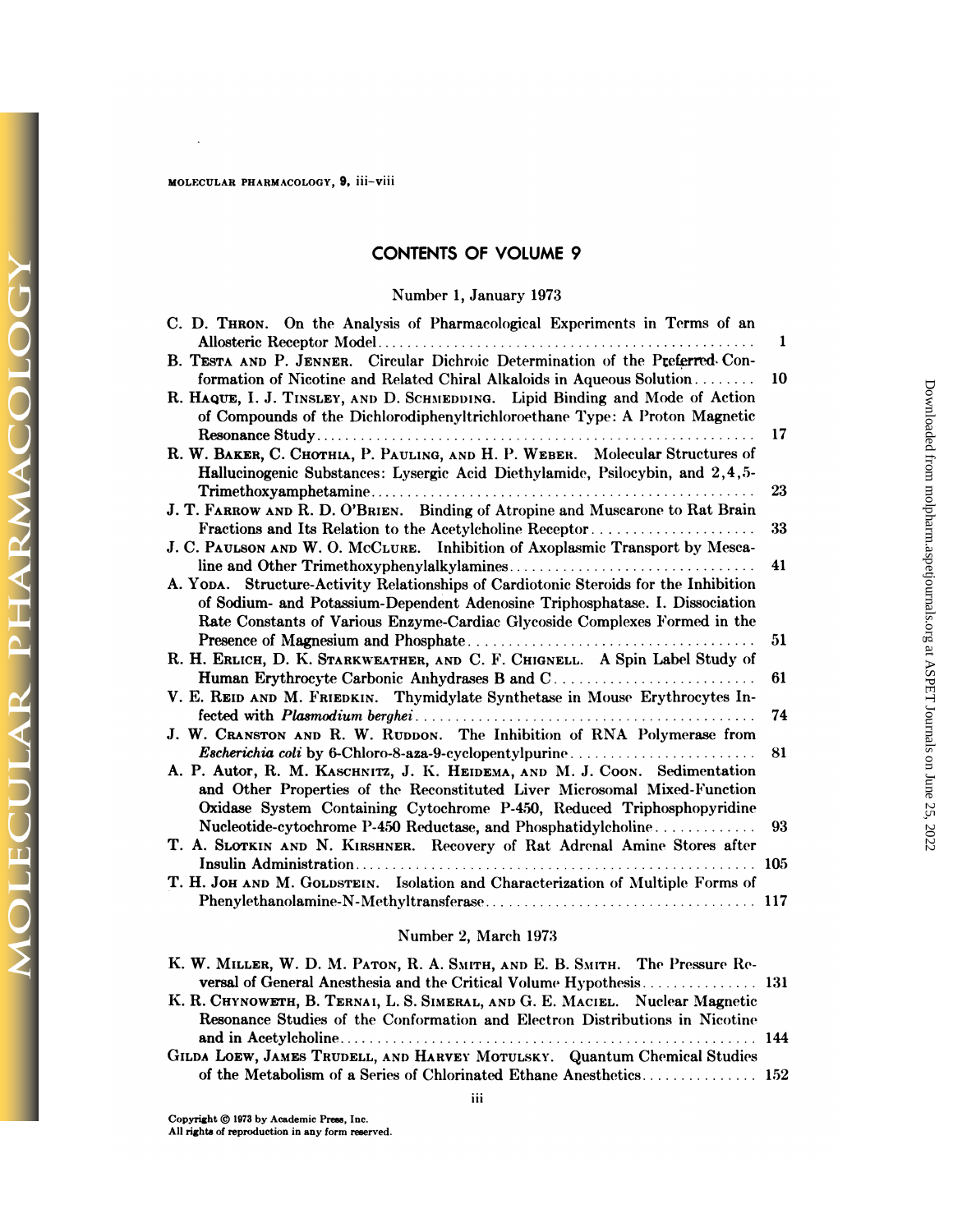# CONTENTS OF VOLUME 9

## Number 1, January 1973

C. D. Thron. On the Analysis of Pharmacological Experiments in Terms of an Allosteric Receptor Model .......... 1

B. Testa and P. Jenner. Circular Dichroic Determination of the Preferred Conformation of Nicotine and Related Chiral Alkaloids in Aqueous Solution .......... 10

R. Haque, I. J. Tinsley, and D. Schmedding. Lipid Binding and Mode of Action of Compounds of the Dichlorodiphenyltrichloroethane Type: A Proton Magnetic Resonance Study .......... 17

R. W. Baker, C. Chothia, P. Pauling, and H. P. Weber. Molecular Structures of Hallucinogenic Substances: Lysergic Acid Diethylamide, Psilocybin, and 2,4,5-Trimethoxyamphetamine .......... 23

J. T. Farrow and R. D. O'Brien. Binding of Atropine and Muscarone to Rat Brain Fractions and Its Relation to the Acetylcholine Receptor .......... 33

J. C. Paulson and W. O. McClure. Inhibition of Axoplasmic Transport by Mescaline and Other Trimethoxyphenylalkylamines .......... 41

A. Yoda. Structure-Activity Relationships of Cardiotonic Steroids for the Inhibition of Sodium- and Potassium-Dependent Adenosine Triphosphatase. I. Dissociation Rate Constants of Various Enzyme-Cardiac Glycoside Complexes Formed in the Presence of Magnesium and Phosphate .......... 51

R. H. Erlich, D. K. Starkweather, and C. F. Chignell. A Spin Label Study of Human Erythrocyte Carbonic Anhydrases B and C .......... 61

V. E. Reid and M. Friedkin. Thymidylate Synthetase in Mouse Erythrocytes Infected with *Plasmodium berghei* .......... 74

J. W. Cranston and R. W. Ruddon. The Inhibition of RNA Polymerase from *Escherichia coli* by 6-Chloro-8-aza-9-cyclopentylpurine .......... 81

A. P. Autor, R. M. Kaschnitz, J. K. Heidema, and M. J. Coon. Sedimentation and Other Properties of the Reconstituted Liver Microsomal Mixed-Function Oxidase System Containing Cytochrome P-450, Reduced Triphosphopyridine Nucleotide-cytochrome P-450 Reductase, and Phosphatidylcholine .......... 93

T. A. Slotkin and N. Kirshner. Recovery of Rat Adrenal Amine Stores after Insulin Administration .......... 105

T. H. Joh and M. Goldstein. Isolation and Characterization of Multiple Forms of Phenylethanolamine-N-Methyltransferase .......... 117

## Number 2, March 1973

K. W. Miller, W. D. M. Paton, R. A. Smith, and E. B. Smith. The Pressure Reversal of General Anesthesia and the Critical Volume Hypothesis .......... 131

K. R. Chynoweth, B. Ternai, L. S. Simeral, and G. E. Maciel. Nuclear Magnetic Resonance Studies of the Conformation and Electron Distributions in Nicotine and in Acetylcholine .......... 144

Gilda Loew, James Trudell, and Harvey Motulsky. Quantum Chemical Studies of the Metabolism of a Series of Chlorinated Ethane Anesthetics .......... 152

Copyright © 1973 by Academic Press, Inc.
All rights of reproduction in any form reserved.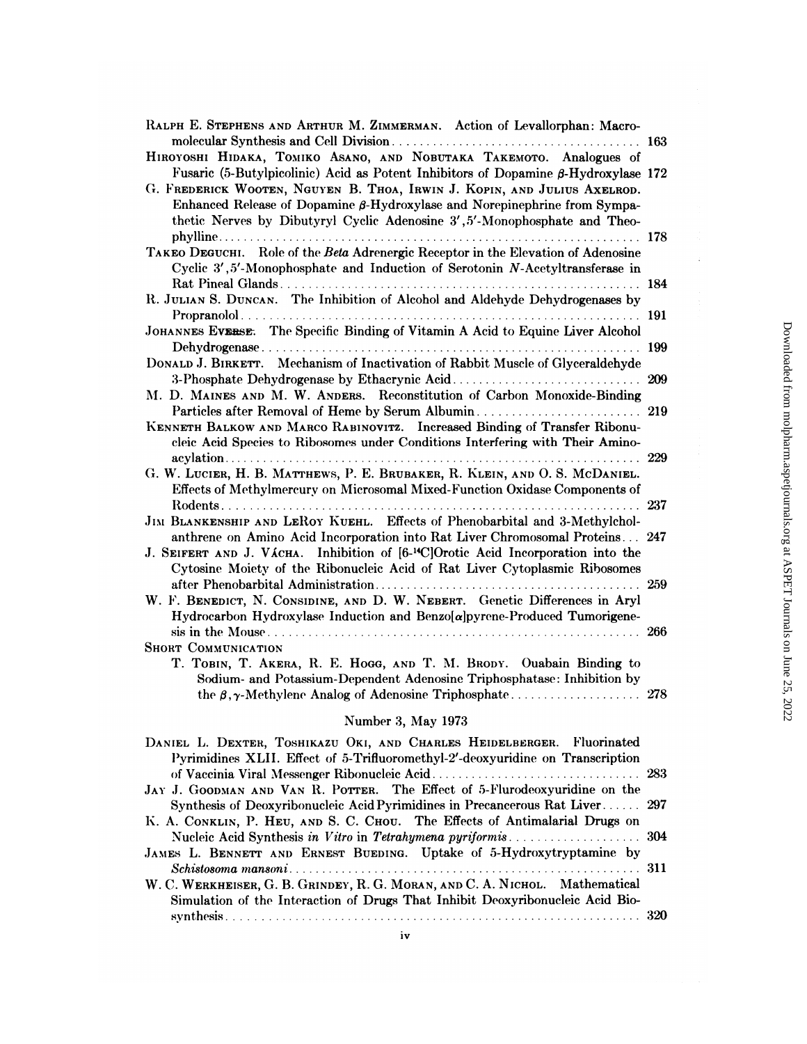RALPH E. STEPHENS AND ARTHUR M. ZIMMERMAN. Action of Levallorphan: Macromolecular Synthesis and Cell Division .... 163

HIROYOSHI HIDAKA, TOMIKO ASANO, AND NOBUTAKA TAKEMOTO. Analogues of Fusaric (5-Butylpicolinic) Acid as Potent Inhibitors of Dopamine $\beta$-Hydroxylase 172

G. FREDERICK WOOTEN, NGUYEN B. THOA, IRWIN J. KOPIN, AND JULIUS AXELROD. Enhanced Release of Dopamine $\beta$-Hydroxylase and Norepinephrine from Sympathetic Nerves by Dibutyryl Cyclic Adenosine 3′,5′-Monophosphate and Theophylline .... 178

TAKEO DEGUCHI. Role of the *Beta* Adrenergic Receptor in the Elevation of Adenosine Cyclic 3′,5′-Monophosphate and Induction of Serotonin *N*-Acetyltransferase in Rat Pineal Glands .... 184

R. JULIAN S. DUNCAN. The Inhibition of Alcohol and Aldehyde Dehydrogenases by Propranolol .... 191

JOHANNES EVERSE. The Specific Binding of Vitamin A Acid to Equine Liver Alcohol Dehydrogenase .... 199

DONALD J. BIRKETT. Mechanism of Inactivation of Rabbit Muscle of Glyceraldehyde 3-Phosphate Dehydrogenase by Ethacrynic Acid .... 209

M. D. MAINES AND M. W. ANDERS. Reconstitution of Carbon Monoxide-Binding Particles after Removal of Heme by Serum Albumin .... 219

KENNETH BALKOW AND MARCO RABINOVITZ. Increased Binding of Transfer Ribonucleic Acid Species to Ribosomes under Conditions Interfering with Their Aminoacylation .... 229

G. W. LUCIER, H. B. MATTHEWS, P. E. BRUBAKER, R. KLEIN, AND O. S. MCDANIEL. Effects of Methylmercury on Microsomal Mixed-Function Oxidase Components of Rodents .... 237

JIM BLANKENSHIP AND LEROY KUEHL. Effects of Phenobarbital and 3-Methylcholanthrene on Amino Acid Incorporation into Rat Liver Chromosomal Proteins ... 247

J. SEIFERT AND J. VÁCHA. Inhibition of [6-$^{14}$C]Orotic Acid Incorporation into the Cytosine Moiety of the Ribonucleic Acid of Rat Liver Cytoplasmic Ribosomes after Phenobarbital Administration .... 259

W. F. BENEDICT, N. CONSIDINE, AND D. W. NEBERT. Genetic Differences in Aryl Hydrocarbon Hydroxylase Induction and Benzo[$\alpha$]pyrene-Produced Tumorigenesis in the Mouse .... 266

SHORT COMMUNICATION

T. TOBIN, T. AKERA, R. E. HOGG, AND T. M. BRODY. Ouabain Binding to Sodium- and Potassium-Dependent Adenosine Triphosphatase: Inhibition by the $\beta,\gamma$-Methylene Analog of Adenosine Triphosphate .... 278

## Number 3, May 1973

DANIEL L. DEXTER, TOSHIKAZU OKI, AND CHARLES HEIDELBERGER. Fluorinated Pyrimidines XLII. Effect of 5-Trifluoromethyl-2′-deoxyuridine on Transcription of Vaccinia Viral Messenger Ribonucleic Acid .... 283

JAY J. GOODMAN AND VAN R. POTTER. The Effect of 5-Flurodeoxyuridine on the Synthesis of Deoxyribonucleic Acid Pyrimidines in Precancerous Rat Liver .... 297

K. A. CONKLIN, P. HEU, AND S. C. CHOU. The Effects of Antimalarial Drugs on Nucleic Acid Synthesis *in Vitro* in *Tetrahymena pyriformis* .... 304

JAMES L. BENNETT AND ERNEST BUEDING. Uptake of 5-Hydroxytryptamine by *Schistosoma mansoni* .... 311

W. C. WERKHEISER, G. B. GRINDEY, R. G. MORAN, AND C. A. NICHOL. Mathematical Simulation of the Interaction of Drugs That Inhibit Deoxyribonucleic Acid Biosynthesis .... 320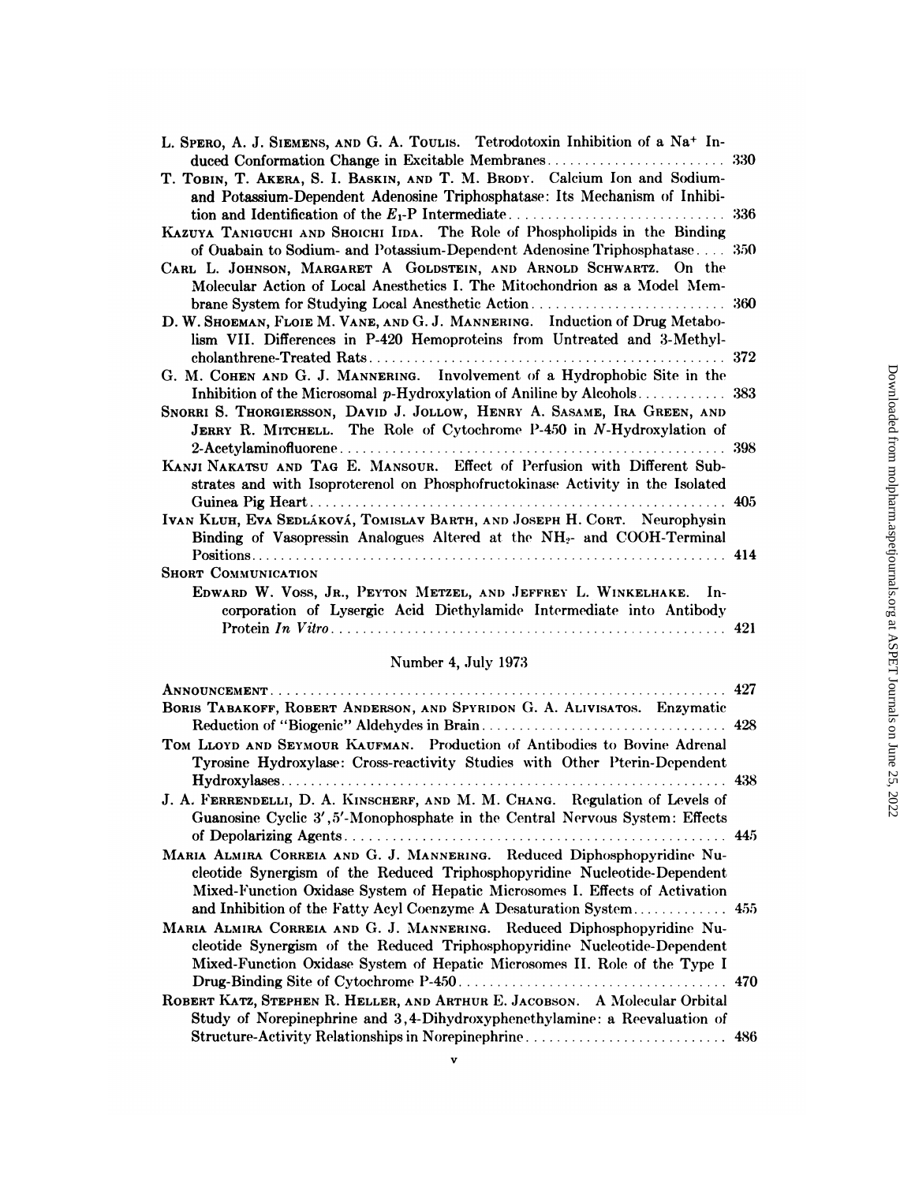L. Spero, A. J. Siemens, and G. A. Toulis. Tetrodotoxin Inhibition of a $Na^+$ Induced Conformation Change in Excitable Membranes ........ 330

T. Tobin, T. Akera, S. I. Baskin, and T. M. Brody. Calcium Ion and Sodium- and Potassium-Dependent Adenosine Triphosphatase: Its Mechanism of Inhibition and Identification of the $E_1$-P Intermediate ........ 336

Kazuya Taniguchi and Shoichi Iida. The Role of Phospholipids in the Binding of Ouabain to Sodium- and Potassium-Dependent Adenosine Triphosphatase ........ 350

Carl L. Johnson, Margaret A Goldstein, and Arnold Schwartz. On the Molecular Action of Local Anesthetics I. The Mitochondrion as a Model Membrane System for Studying Local Anesthetic Action ........ 360

D. W. Shoeman, Floie M. Vane, and G. J. Mannering. Induction of Drug Metabolism VII. Differences in P-420 Hemoproteins from Untreated and 3-Methylcholanthrene-Treated Rats ........ 372

G. M. Cohen and G. J. Mannering. Involvement of a Hydrophobic Site in the Inhibition of the Microsomal *p*-Hydroxylation of Aniline by Alcohols ........ 383

Snorri S. Thorgiersson, David J. Jollow, Henry A. Sasame, Ira Green, and Jerry R. Mitchell. The Role of Cytochrome P-450 in *N*-Hydroxylation of 2-Acetylaminofluorene ........ 398

Kanji Nakatsu and Tag E. Mansour. Effect of Perfusion with Different Substrates and with Isoproterenol on Phosphofructokinase Activity in the Isolated Guinea Pig Heart ........ 405

Ivan Kluh, Eva Sedláková, Tomislav Barth, and Joseph H. Cort. Neurophysin Binding of Vasopressin Analogues Altered at the $NH_2$- and COOH-Terminal Positions ........ 414

**Short Communication**

Edward W. Voss, Jr., Peyton Metzel, and Jeffrey L. Winkelhake. Incorporation of Lysergic Acid Diethylamide Intermediate into Antibody Protein *In Vitro* ........ 421

## Number 4, July 1973

Announcement ........ 427

Boris Tabakoff, Robert Anderson, and Spyridon G. A. Alivisatos. Enzymatic Reduction of "Biogenic" Aldehydes in Brain ........ 428

Tom Lloyd and Seymour Kaufman. Production of Antibodies to Bovine Adrenal Tyrosine Hydroxylase: Cross-reactivity Studies with Other Pterin-Dependent Hydroxylases ........ 438

J. A. Ferrendelli, D. A. Kinscherf, and M. M. Chang. Regulation of Levels of Guanosine Cyclic 3',5'-Monophosphate in the Central Nervous System: Effects of Depolarizing Agents ........ 445

Maria Almira Correia and G. J. Mannering. Reduced Diphosphopyridine Nucleotide Synergism of the Reduced Triphosphopyridine Nucleotide-Dependent Mixed-Function Oxidase System of Hepatic Microsomes I. Effects of Activation and Inhibition of the Fatty Acyl Coenzyme A Desaturation System ........ 455

Maria Almira Correia and G. J. Mannering. Reduced Diphosphopyridine Nucleotide Synergism of the Reduced Triphosphopyridine Nucleotide-Dependent Mixed-Function Oxidase System of Hepatic Microsomes II. Role of the Type I Drug-Binding Site of Cytochrome P-450 ........ 470

Robert Katz, Stephen R. Heller, and Arthur E. Jacobson. A Molecular Orbital Study of Norepinephrine and 3,4-Dihydroxyphenethylamine: a Reevaluation of Structure-Activity Relationships in Norepinephrine ........ 486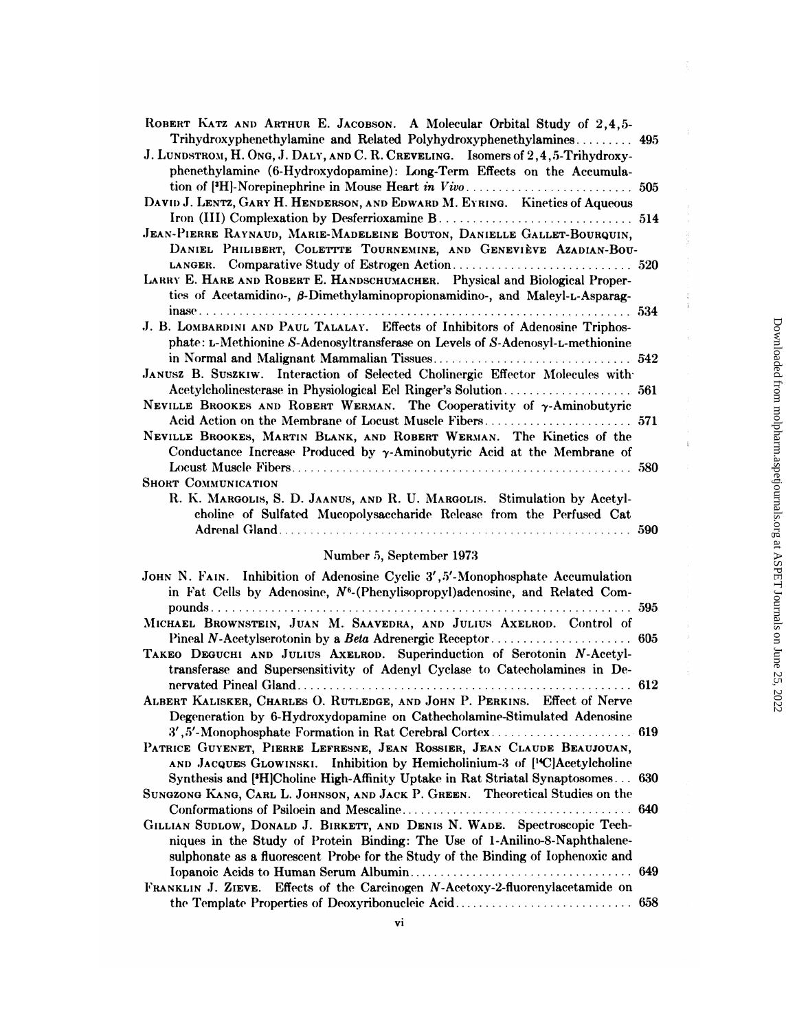ROBERT KATZ AND ARTHUR E. JACOBSON. A Molecular Orbital Study of 2,4,5-Trihydroxyphenethylamine and Related Polyhydroxyphenethylamines ......... 495

J. LUNDSTROM, H. ONG, J. DALY, AND C. R. CREVELING. Isomers of 2,4,5-Trihydroxyphenethylamine (6-Hydroxydopamine): Long-Term Effects on the Accumulation of [$^3$H]-Norepinephrine in Mouse Heart *in Vivo* ......... 505

DAVID J. LENTZ, GARY H. HENDERSON, AND EDWARD M. EYRING. Kinetics of Aqueous Iron (III) Complexation by Desferrioxamine B ......... 514

JEAN-PIERRE RAYNAUD, MARIE-MADELEINE BOUTON, DANIELLE GALLET-BOURQUIN, DANIEL PHILIBERT, COLETTTE TOURNEMINE, AND GENEVIÈVE AZADIAN-BOULANGER. Comparative Study of Estrogen Action ......... 520

LARRY E. HARE AND ROBERT E. HANDSCHUMACHER. Physical and Biological Properties of Acetamidino-, β-Dimethylaminopropionamidino-, and Maleyl-L-Asparaginase ......... 534

J. B. LOMBARDINI AND PAUL TALALAY. Effects of Inhibitors of Adenosine Triphosphate: L-Methionine S-Adenosyltransferase on Levels of S-Adenosyl-L-methionine in Normal and Malignant Mammalian Tissues ......... 542

JANUSZ B. SUSZKIW. Interaction of Selected Cholinergic Effector Molecules with Acetylcholinesterase in Physiological Eel Ringer's Solution ......... 561

NEVILLE BROOKES AND ROBERT WERMAN. The Cooperativity of γ-Aminobutyric Acid Action on the Membrane of Locust Muscle Fibers ......... 571

NEVILLE BROOKES, MARTIN BLANK, AND ROBERT WERMAN. The Kinetics of the Conductance Increase Produced by γ-Aminobutyric Acid at the Membrane of Locust Muscle Fibers ......... 580

SHORT COMMUNICATION

R. K. MARGOLIS, S. D. JAANUS, AND R. U. MARGOLIS. Stimulation by Acetylcholine of Sulfated Mucopolysaccharide Release from the Perfused Cat Adrenal Gland ......... 590

## Number 5, September 1973

JOHN N. FAIN. Inhibition of Adenosine Cyclic 3′,5′-Monophosphate Accumulation in Fat Cells by Adenosine, $N^6$-(Phenylisopropyl)adenosine, and Related Compounds ......... 595

MICHAEL BROWNSTEIN, JUAN M. SAAVEDRA, AND JULIUS AXELROD. Control of Pineal N-Acetylserotonin by a *Beta* Adrenergic Receptor ......... 605

TAKEO DEGUCHI AND JULIUS AXELROD. Superinduction of Serotonin N-Acetyltransferase and Supersensitivity of Adenyl Cyclase to Catecholamines in Denervated Pineal Gland ......... 612

ALBERT KALISKER, CHARLES O. RUTLEDGE, AND JOHN P. PERKINS. Effect of Nerve Degeneration by 6-Hydroxydopamine on Cathecholamine-Stimulated Adenosine 3′,5′-Monophosphate Formation in Rat Cerebral Cortex ......... 619

PATRICE GUYENET, PIERRE LEFRESNE, JEAN ROSSIER, JEAN CLAUDE BEAUJOUAN, AND JACQUES GLOWINSKI. Inhibition by Hemicholinium-3 of [$^{14}$C]Acetylcholine Synthesis and [$^3$H]Choline High-Affinity Uptake in Rat Striatal Synaptosomes ......... 630

SUNGZONG KANG, CARL L. JOHNSON, AND JACK P. GREEN. Theoretical Studies on the Conformations of Psiloein and Mescaline ......... 640

GILLIAN SUDLOW, DONALD J. BIRKETT, AND DENIS N. WADE. Spectroscopic Techniques in the Study of Protein Binding: The Use of 1-Anilino-8-Naphthalenesulphonate as a fluorescent Probe for the Study of the Binding of Iophenoxic and Iopanoic Acids to Human Serum Albumin ......... 649

FRANKLIN J. ZIEVE. Effects of the Carcinogen N-Acetoxy-2-fluorenylacetamide on the Template Properties of Deoxyribonucleic Acid ......... 658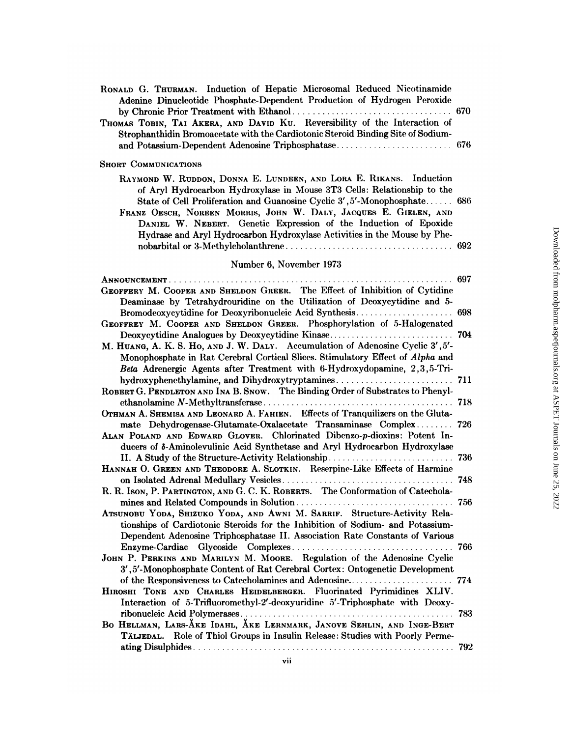RONALD G. THURMAN. Induction of Hepatic Microsomal Reduced Nicotinamide Adenine Dinucleotide Phosphate-Dependent Production of Hydrogen Peroxide by Chronic Prior Treatment with Ethanol .................................. 670

THOMAS TOBIN, TAI AKERA, AND DAVID KU. Reversibility of the Interaction of Strophanthidin Bromoacetate with the Cardiotonic Steroid Binding Site of Sodium- and Potassium-Dependent Adenosine Triphosphatase ......................... 676

SHORT COMMUNICATIONS

RAYMOND W. RUDDON, DONNA E. LUNDEEN, AND LORA E. RIKANS. Induction of Aryl Hydrocarbon Hydroxylase in Mouse 3T3 Cells: Relationship to the State of Cell Proliferation and Guanosine Cyclic 3',5'-Monophosphate ...... 686

FRANZ OESCH, NOREEN MORRIS, JOHN W. DALY, JACQUES E. GIELEN, AND DANIEL W. NEBERT. Genetic Expression of the Induction of Epoxide Hydrase and Aryl Hydrocarbon Hydroxylase Activities in the Mouse by Phenobarbital or 3-Methylcholanthrene .................................... 692

## Number 6, November 1973

ANNOUNCEMENT ............................................................ 697

GEOFFERY M. COOPER AND SHELDON GREER. The Effect of Inhibition of Cytidine Deaminase by Tetrahydrouridine on the Utilization of Deoxycytidine and 5-Bromodeoxycytidine for Deoxyribonucleic Acid Synthesis ..................... 698

GEOFFREY M. COOPER AND SHELDON GREER. Phosphorylation of 5-Halogenated Deoxycytidine Analogues by Deoxycytidine Kinase ........................... 704

M. HUANG, A. K. S. HO, AND J. W. DALY. Accumulation of Adenosine Cyclic 3',5'-Monophosphate in Rat Cerebral Cortical Slices. Stimulatory Effect of *Alpha* and *Beta* Adrenergic Agents after Treatment with 6-Hydroxydopamine, 2,3,5-Trihydroxyphenethylamine, and Dihydroxytryptamines ......................... 711

ROBERT G. PENDLETON AND INA B. SNOW. The Binding Order of Substrates to Phenylethanolamine *N*-Methyltransferase ......................................... 718

OTHMAN A. SHEMISA AND LEONARD A. FAHIEN. Effects of Tranquilizers on the Glutamate Dehydrogenase-Glutamate-Oxalacetate Transaminase Complex ........ 726

ALAN POLAND AND EDWARD GLOVER. Chlorinated Dibenzo-*p*-dioxins: Potent Inducers of δ-Aminolevulinic Acid Synthetase and Aryl Hydrocarbon Hydroxylase II. A Study of the Structure-Activity Relationship ........................... 736

HANNAH O. GREEN AND THEODORE A. SLOTKIN. Reserpine-Like Effects of Harmine on Isolated Adrenal Medullary Vesicles ..................................... 748

R. R. ISON, P. PARTINGTON, AND G. C. K. ROBERTS. The Conformation of Catecholamines and Related Compounds in Solution .................................. 756

ATSUNOBU YODA, SHIZUKO YODA, AND AWNI M. SARRIF. Structure-Activity Relationships of Cardiotonic Steroids for the Inhibition of Sodium- and Potassium-Dependent Adenosine Triphosphatase II. Association Rate Constants of Various Enzyme-Cardiac Glycoside Complexes .................................. 766

JOHN P. PERKINS AND MARILYN M. MOORE. Regulation of the Adenosine Cyclic 3',5'-Monophosphate Content of Rat Cerebral Cortex: Ontogenetic Development of the Responsiveness to Catecholamines and Adenosine ....................... 774

HIROSHI TONE AND CHARLES HEIDELBERGER. Fluorinated Pyrimidines XLIV. Interaction of 5-Trifluoromethyl-2'-deoxyuridine 5'-Triphosphate with Deoxyribonucleic Acid Polymerases ............................................... 783

BO HELLMAN, LARS-ÅKE IDAHL, ÅKE LERNMARK, JANOVE SEHLIN, AND INGE-BERT TÄLJEDAL. Role of Thiol Groups in Insulin Release: Studies with Poorly Permeating Disulphides ........................................................ 792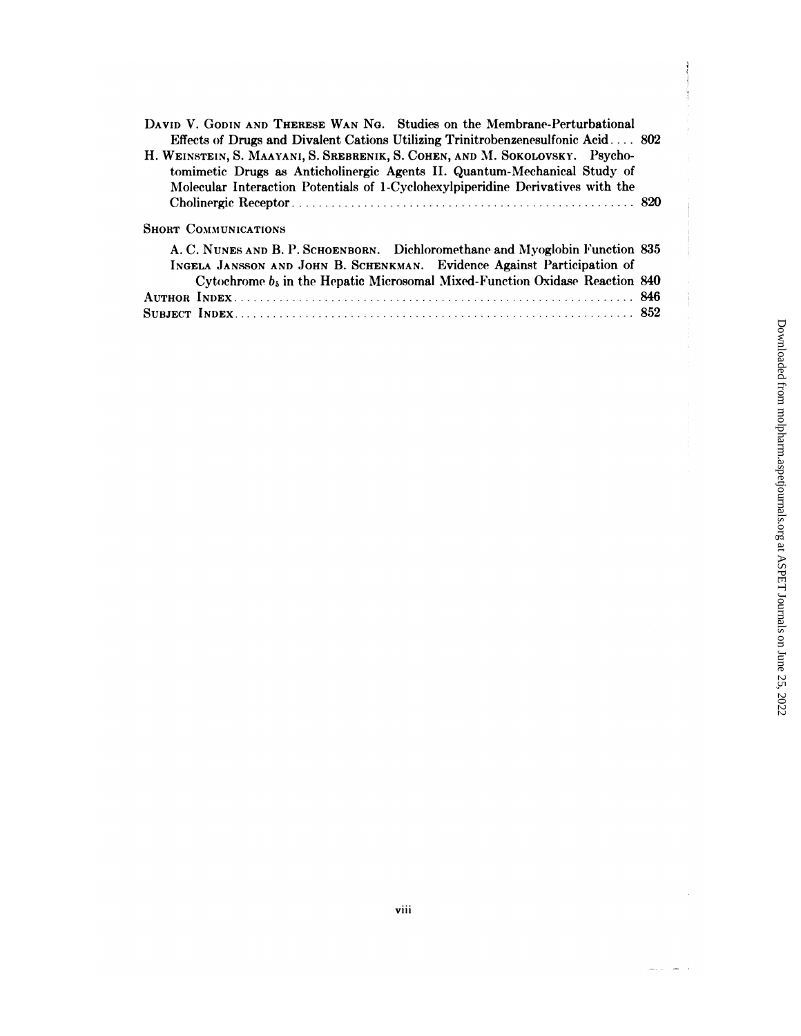David V. Godin and Therese Wan Ng. Studies on the Membrane-Perturbational Effects of Drugs and Divalent Cations Utilizing Trinitrobenzenesulfonic Acid.... 802

H. Weinstein, S. Maayani, S. Srebrenik, S. Cohen, and M. Sokolovsky. Psychotomimetic Drugs as Anticholinergic Agents II. Quantum-Mechanical Study of Molecular Interaction Potentials of 1-Cyclohexylpiperidine Derivatives with the Cholinergic Receptor.................................................... 820

## Short Communications

A. C. Nunes and B. P. Schoenborn. Dichloromethane and Myoglobin Function 835

Ingela Jansson and John B. Schenkman. Evidence Against Participation of Cytochrome $b_5$ in the Hepatic Microsomal Mixed-Function Oxidase Reaction 840

Author Index.............................................................. 846

Subject Index.............................................................. 852